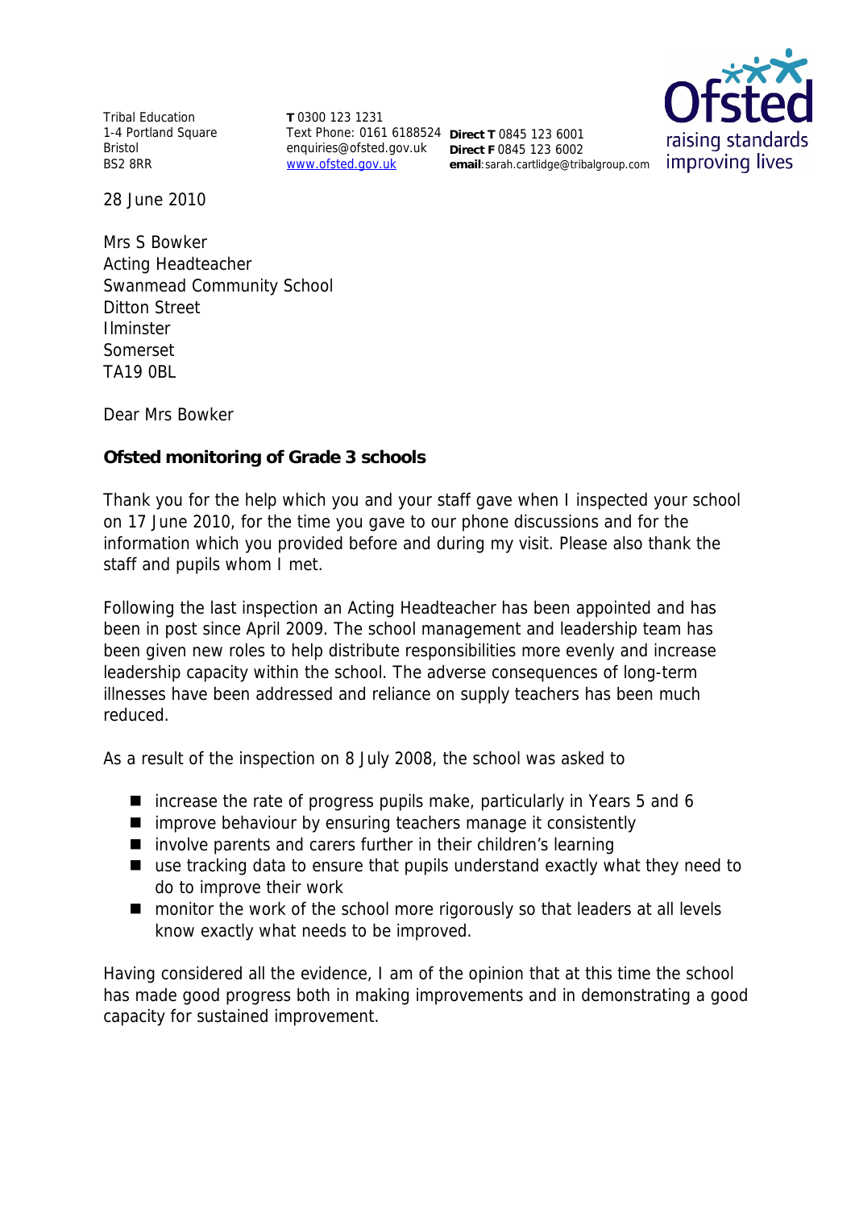Tribal Education
1-4 Portland Square
Bristol
BS2 8RR

**T** 0300 123 1231
Text Phone: 0161 6188524
enquiries@ofsted.gov.uk
www.ofsted.gov.uk

**Direct T** 0845 123 6001
**Direct F** 0845 123 6002
**email**:sarah.cartlidge@tribalgroup.com

Ofsted
raising standards
improving lives

28 June 2010

Mrs S Bowker
Acting Headteacher
Swanmead Community School
Ditton Street
Ilminster
Somerset
TA19 0BL

Dear Mrs Bowker

**Ofsted monitoring of Grade 3 schools**

Thank you for the help which you and your staff gave when I inspected your school on 17 June 2010, for the time you gave to our phone discussions and for the information which you provided before and during my visit. Please also thank the staff and pupils whom I met.

Following the last inspection an Acting Headteacher has been appointed and has been in post since April 2009. The school management and leadership team has been given new roles to help distribute responsibilities more evenly and increase leadership capacity within the school. The adverse consequences of long-term illnesses have been addressed and reliance on supply teachers has been much reduced.

As a result of the inspection on 8 July 2008, the school was asked to

- increase the rate of progress pupils make, particularly in Years 5 and 6
- improve behaviour by ensuring teachers manage it consistently
- involve parents and carers further in their children's learning
- use tracking data to ensure that pupils understand exactly what they need to do to improve their work
- monitor the work of the school more rigorously so that leaders at all levels know exactly what needs to be improved.

Having considered all the evidence, I am of the opinion that at this time the school has made good progress both in making improvements and in demonstrating a good capacity for sustained improvement.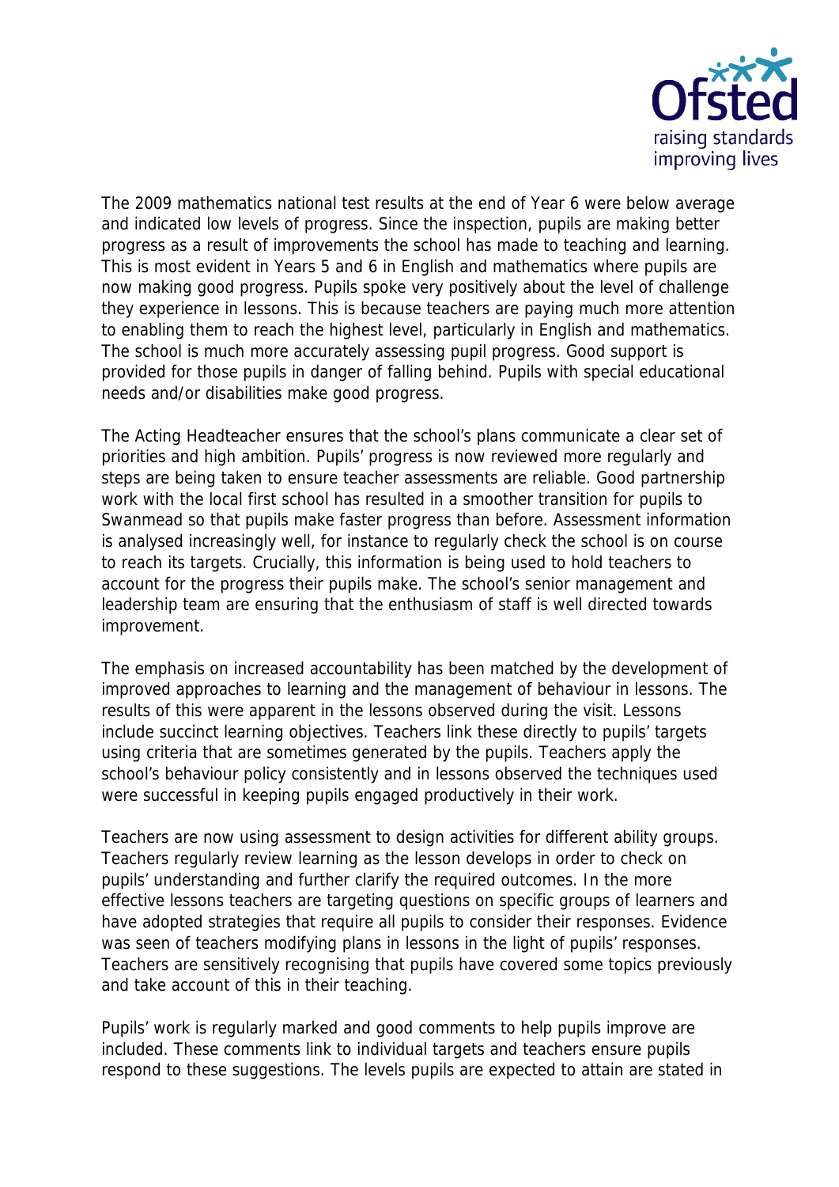The 2009 mathematics national test results at the end of Year 6 were below average and indicated low levels of progress. Since the inspection, pupils are making better progress as a result of improvements the school has made to teaching and learning. This is most evident in Years 5 and 6 in English and mathematics where pupils are now making good progress. Pupils spoke very positively about the level of challenge they experience in lessons. This is because teachers are paying much more attention to enabling them to reach the highest level, particularly in English and mathematics. The school is much more accurately assessing pupil progress. Good support is provided for those pupils in danger of falling behind. Pupils with special educational needs and/or disabilities make good progress.

The Acting Headteacher ensures that the school's plans communicate a clear set of priorities and high ambition. Pupils' progress is now reviewed more regularly and steps are being taken to ensure teacher assessments are reliable. Good partnership work with the local first school has resulted in a smoother transition for pupils to Swanmead so that pupils make faster progress than before. Assessment information is analysed increasingly well, for instance to regularly check the school is on course to reach its targets. Crucially, this information is being used to hold teachers to account for the progress their pupils make. The school's senior management and leadership team are ensuring that the enthusiasm of staff is well directed towards improvement.

The emphasis on increased accountability has been matched by the development of improved approaches to learning and the management of behaviour in lessons. The results of this were apparent in the lessons observed during the visit. Lessons include succinct learning objectives. Teachers link these directly to pupils' targets using criteria that are sometimes generated by the pupils. Teachers apply the school's behaviour policy consistently and in lessons observed the techniques used were successful in keeping pupils engaged productively in their work.

Teachers are now using assessment to design activities for different ability groups. Teachers regularly review learning as the lesson develops in order to check on pupils' understanding and further clarify the required outcomes. In the more effective lessons teachers are targeting questions on specific groups of learners and have adopted strategies that require all pupils to consider their responses. Evidence was seen of teachers modifying plans in lessons in the light of pupils' responses. Teachers are sensitively recognising that pupils have covered some topics previously and take account of this in their teaching.

Pupils' work is regularly marked and good comments to help pupils improve are included. These comments link to individual targets and teachers ensure pupils respond to these suggestions. The levels pupils are expected to attain are stated in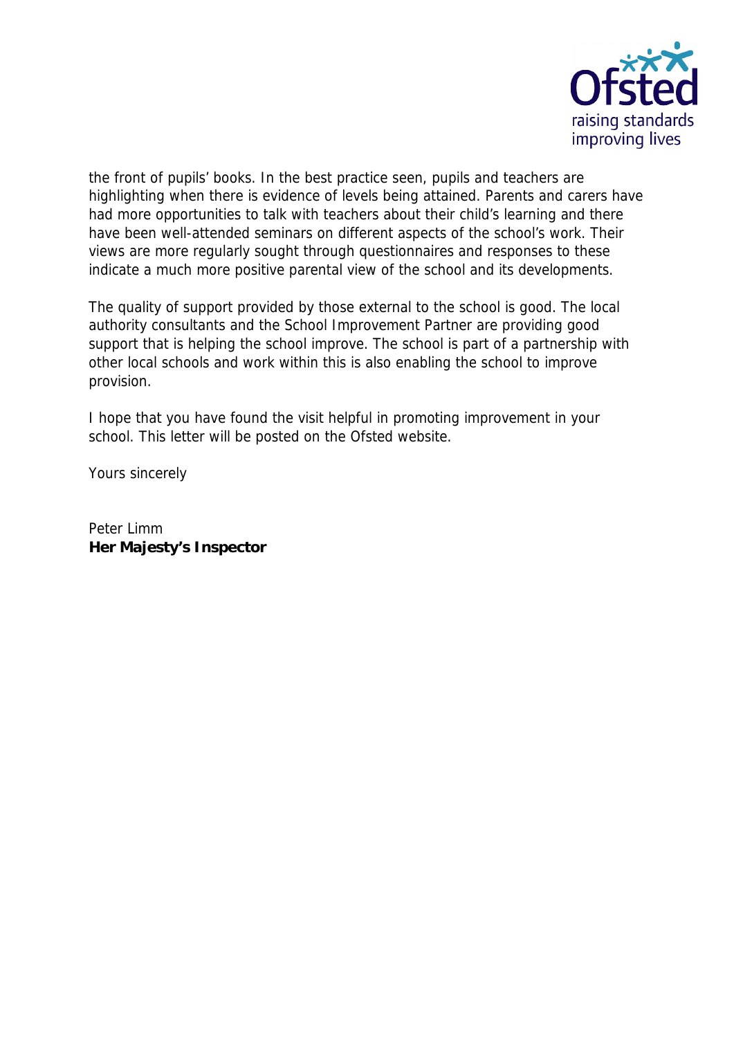the front of pupils' books. In the best practice seen, pupils and teachers are highlighting when there is evidence of levels being attained. Parents and carers have had more opportunities to talk with teachers about their child's learning and there have been well-attended seminars on different aspects of the school's work. Their views are more regularly sought through questionnaires and responses to these indicate a much more positive parental view of the school and its developments.

The quality of support provided by those external to the school is good. The local authority consultants and the School Improvement Partner are providing good support that is helping the school improve. The school is part of a partnership with other local schools and work within this is also enabling the school to improve provision.

I hope that you have found the visit helpful in promoting improvement in your school. This letter will be posted on the Ofsted website.

Yours sincerely

Peter Limm
**Her Majesty's Inspector**